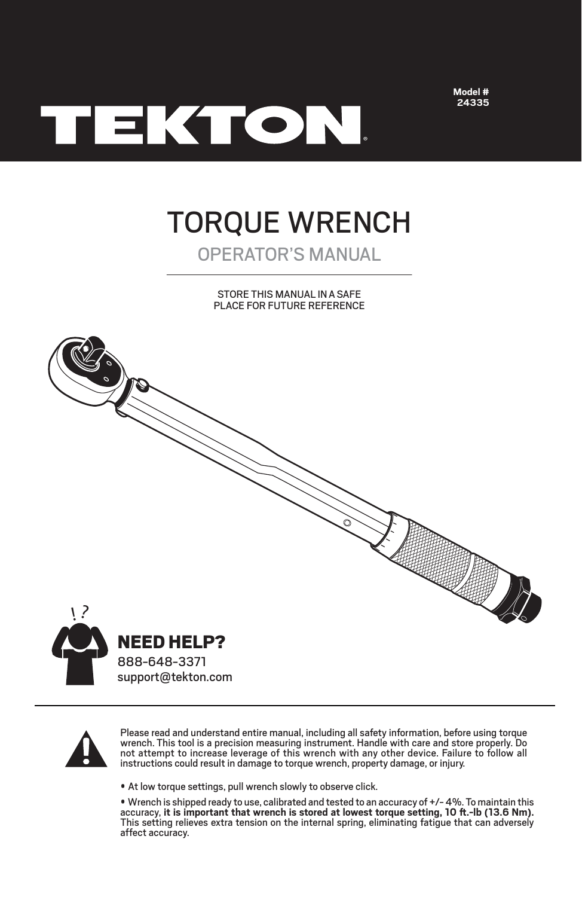Model # 24335

TEKTON®

# TORQUE WRENCH

## OPERATOR'S MANUAL

STORE THIS MANUAL IN A SAFE PLACE FOR FUTURE REFERENCE

**NEED HELP?**

888-648-3371
support@tekton.com

Please read and understand entire manual, including all safety information, before using torque wrench. This tool is a precision measuring instrument. Handle with care and store properly. Do not attempt to increase leverage of this wrench with any other device. Failure to follow all instructions could result in damage to torque wrench, property damage, or injury.

- At low torque settings, pull wrench slowly to observe click.
- Wrench is shipped ready to use, calibrated and tested to an accuracy of +/- 4%. To maintain this accuracy, **it is important that wrench is stored at lowest torque setting, 10 ft.-lb (13.6 Nm).** This setting relieves extra tension on the internal spring, eliminating fatigue that can adversely affect accuracy.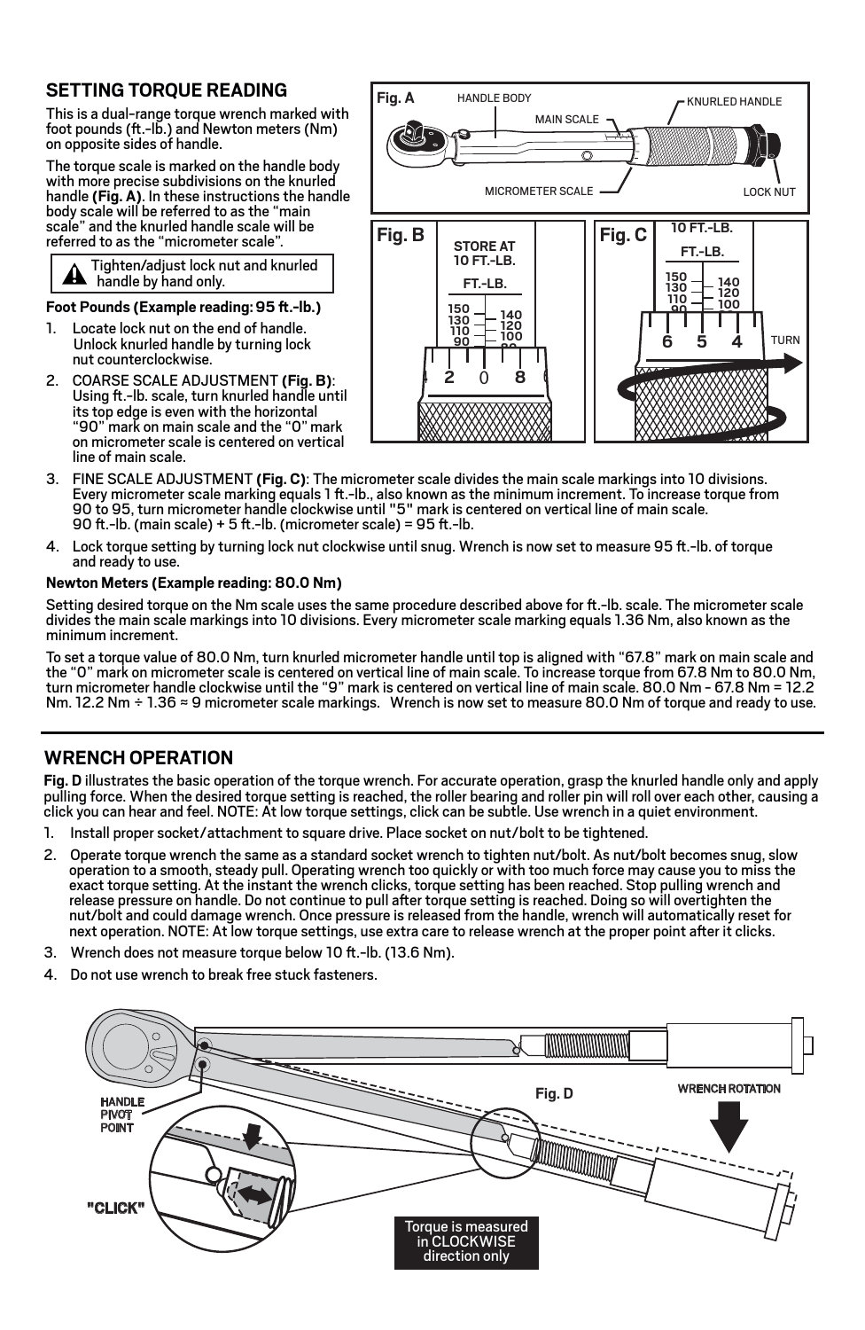## SETTING TORQUE READING

This is a dual-range torque wrench marked with foot pounds (ft.-lb.) and Newton meters (Nm) on opposite sides of handle.

The torque scale is marked on the handle body with more precise subdivisions on the knurled handle **(Fig. A)**. In these instructions the handle body scale will be referred to as the "main scale" and the knurled handle scale will be referred to as the "micrometer scale".

> ⚠ Tighten/adjust lock nut and knurled handle by hand only.

**Foot Pounds (Example reading: 95 ft.-lb.)**

1. Locate lock nut on the end of handle. Unlock knurled handle by turning lock nut counterclockwise.
2. COARSE SCALE ADJUSTMENT **(Fig. B)**: Using ft.-lb. scale, turn knurled handle until its top edge is even with the horizontal "90" mark on main scale and the "0" mark on micrometer scale is centered on vertical line of main scale.
3. FINE SCALE ADJUSTMENT **(Fig. C)**: The micrometer scale divides the main scale markings into 10 divisions. Every micrometer scale marking equals 1 ft.-lb., also known as the minimum increment. To increase torque from 90 to 95, turn micrometer handle clockwise until "5" mark is centered on vertical line of main scale. 90 ft.-lb. (main scale) + 5 ft.-lb. (micrometer scale) = 95 ft.-lb.
4. Lock torque setting by turning lock nut clockwise until snug. Wrench is now set to measure 95 ft.-lb. of torque and ready to use.

**Newton Meters (Example reading: 80.0 Nm)**

Setting desired torque on the Nm scale uses the same procedure described above for ft.-lb. scale. The micrometer scale divides the main scale markings into 10 divisions. Every micrometer scale marking equals 1.36 Nm, also known as the minimum increment.

To set a torque value of 80.0 Nm, turn knurled micrometer handle until top is aligned with "67.8" mark on main scale and the "0" mark on micrometer scale is centered on vertical line of main scale. To increase torque from 67.8 Nm to 80.0 Nm, turn micrometer handle clockwise until the "9" mark is centered on vertical line of main scale. 80.0 Nm - 67.8 Nm = 12.2 Nm. 12.2 Nm ÷ 1.36 ≈ 9 micrometer scale markings. Wrench is now set to measure 80.0 Nm of torque and ready to use.

Fig. A — HANDLE BODY, MAIN SCALE, KNURLED HANDLE, MICROMETER SCALE, LOCK NUT

Fig. B — STORE AT 10 FT.-LB.

Fig. C — 10 FT.-LB., TURN

## WRENCH OPERATION

**Fig. D** illustrates the basic operation of the torque wrench. For accurate operation, grasp the knurled handle only and apply pulling force. When the desired torque setting is reached, the roller bearing and roller pin will roll over each other, causing a click you can hear and feel. NOTE: At low torque settings, click can be subtle. Use wrench in a quiet environment.

1. Install proper socket/attachment to square drive. Place socket on nut/bolt to be tightened.
2. Operate torque wrench the same as a standard socket wrench to tighten nut/bolt. As nut/bolt becomes snug, slow operation to a smooth, steady pull. Operating wrench too quickly or with too much force may cause you to miss the exact torque setting. At the instant the wrench clicks, torque setting has been reached. Stop pulling wrench and release pressure on handle. Do not continue to pull after torque setting is reached. Doing so will overtighten the nut/bolt and could damage wrench. Once pressure is released from the handle, wrench will automatically reset for next operation. NOTE: At low torque settings, use extra care to release wrench at the proper point after it clicks.
3. Wrench does not measure torque below 10 ft.-lb. (13.6 Nm).
4. Do not use wrench to break free stuck fasteners.

Fig. D — HANDLE PIVOT POINT, "CLICK", WRENCH ROTATION

Torque is measured in CLOCKWISE direction only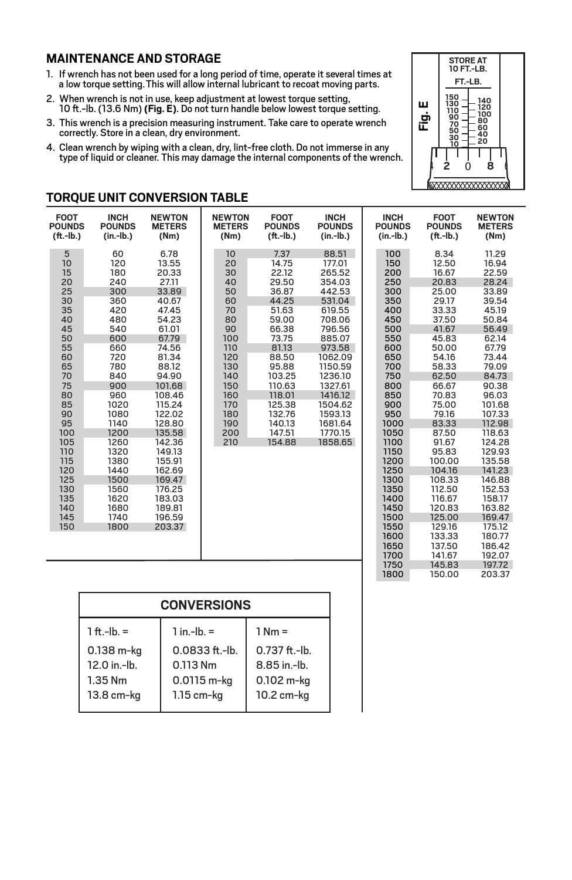## MAINTENANCE AND STORAGE

1. If wrench has not been used for a long period of time, operate it several times at a low torque setting. This will allow internal lubricant to recoat moving parts.
2. When wrench is not in use, keep adjustment at lowest torque setting, 10 ft.-lb. (13.6 Nm) **(Fig. E)**. Do not turn handle below lowest torque setting.
3. This wrench is a precision measuring instrument. Take care to operate wrench correctly. Store in a clean, dry environment.
4. Clean wrench by wiping with a clean, dry, lint-free cloth. Do not immerse in any type of liquid or cleaner. This may damage the internal components of the wrench.

**Fig. E**

STORE AT 10 FT.-LB.

FT.-LB.

150 130 110 90 70 50 30 10 — 140 120 100 80 60 40 20

2 0 8

## TORQUE UNIT CONVERSION TABLE

| FOOT POUNDS (ft.-lb.) | INCH POUNDS (in.-lb.) | NEWTON METERS (Nm) |
|---|---|---|
| 5 | 60 | 6.78 |
| 10 | 120 | 13.55 |
| 15 | 180 | 20.33 |
| 20 | 240 | 27.11 |
| 25 | 300 | 33.89 |
| 30 | 360 | 40.67 |
| 35 | 420 | 47.45 |
| 40 | 480 | 54.23 |
| 45 | 540 | 61.01 |
| 50 | 600 | 67.79 |
| 55 | 660 | 74.56 |
| 60 | 720 | 81.34 |
| 65 | 780 | 88.12 |
| 70 | 840 | 94.90 |
| 75 | 900 | 101.68 |
| 80 | 960 | 108.46 |
| 85 | 1020 | 115.24 |
| 90 | 1080 | 122.02 |
| 95 | 1140 | 128.80 |
| 100 | 1200 | 135.58 |
| 105 | 1260 | 142.36 |
| 110 | 1320 | 149.13 |
| 115 | 1380 | 155.91 |
| 120 | 1440 | 162.69 |
| 125 | 1500 | 169.47 |
| 130 | 1560 | 176.25 |
| 135 | 1620 | 183.03 |
| 140 | 1680 | 189.81 |
| 145 | 1740 | 196.59 |
| 150 | 1800 | 203.37 |

| NEWTON METERS (Nm) | FOOT POUNDS (ft.-lb.) | INCH POUNDS (in.-lb.) |
|---|---|---|
| 10 | 7.37 | 88.51 |
| 20 | 14.75 | 177.01 |
| 30 | 22.12 | 265.52 |
| 40 | 29.50 | 354.03 |
| 50 | 36.87 | 442.53 |
| 60 | 44.25 | 531.04 |
| 70 | 51.63 | 619.55 |
| 80 | 59.00 | 708.06 |
| 90 | 66.38 | 796.56 |
| 100 | 73.75 | 885.07 |
| 110 | 81.13 | 973.58 |
| 120 | 88.50 | 1062.09 |
| 130 | 95.88 | 1150.59 |
| 140 | 103.25 | 1236.10 |
| 150 | 110.63 | 1327.61 |
| 160 | 118.01 | 1416.12 |
| 170 | 125.38 | 1504.62 |
| 180 | 132.76 | 1593.13 |
| 190 | 140.13 | 1681.64 |
| 200 | 147.51 | 1770.15 |
| 210 | 154.88 | 1858.65 |

| INCH POUNDS (in.-lb.) | FOOT POUNDS (ft.-lb.) | NEWTON METERS (Nm) |
|---|---|---|
| 100 | 8.34 | 11.29 |
| 150 | 12.50 | 16.94 |
| 200 | 16.67 | 22.59 |
| 250 | 20.83 | 28.24 |
| 300 | 25.00 | 33.89 |
| 350 | 29.17 | 39.54 |
| 400 | 33.33 | 45.19 |
| 450 | 37.50 | 50.84 |
| 500 | 41.67 | 56.49 |
| 550 | 45.83 | 62.14 |
| 600 | 50.00 | 67.79 |
| 650 | 54.16 | 73.44 |
| 700 | 58.33 | 79.09 |
| 750 | 62.50 | 84.73 |
| 800 | 66.67 | 90.38 |
| 850 | 70.83 | 96.03 |
| 900 | 75.00 | 101.68 |
| 950 | 79.16 | 107.33 |
| 1000 | 83.33 | 112.98 |
| 1050 | 87.50 | 118.63 |
| 1100 | 91.67 | 124.28 |
| 1150 | 95.83 | 129.93 |
| 1200 | 100.00 | 135.58 |
| 1250 | 104.16 | 141.23 |
| 1300 | 108.33 | 146.88 |
| 1350 | 112.50 | 152.53 |
| 1400 | 116.67 | 158.17 |
| 1450 | 120.83 | 163.82 |
| 1500 | 125.00 | 169.47 |
| 1550 | 129.16 | 175.12 |
| 1600 | 133.33 | 180.77 |
| 1650 | 137.50 | 186.42 |
| 1700 | 141.67 | 192.07 |
| 1750 | 145.83 | 197.72 |
| 1800 | 150.00 | 203.37 |

## CONVERSIONS

| 1 ft.-lb. = | 1 in.-lb. = | 1 Nm = |
|---|---|---|
| 0.138 m-kg | 0.0833 ft.-lb. | 0.737 ft.-lb. |
| 12.0 in.-lb. | 0.113 Nm | 8.85 in.-lb. |
| 1.35 Nm | 0.0115 m-kg | 0.102 m-kg |
| 13.8 cm-kg | 1.15 cm-kg | 10.2 cm-kg |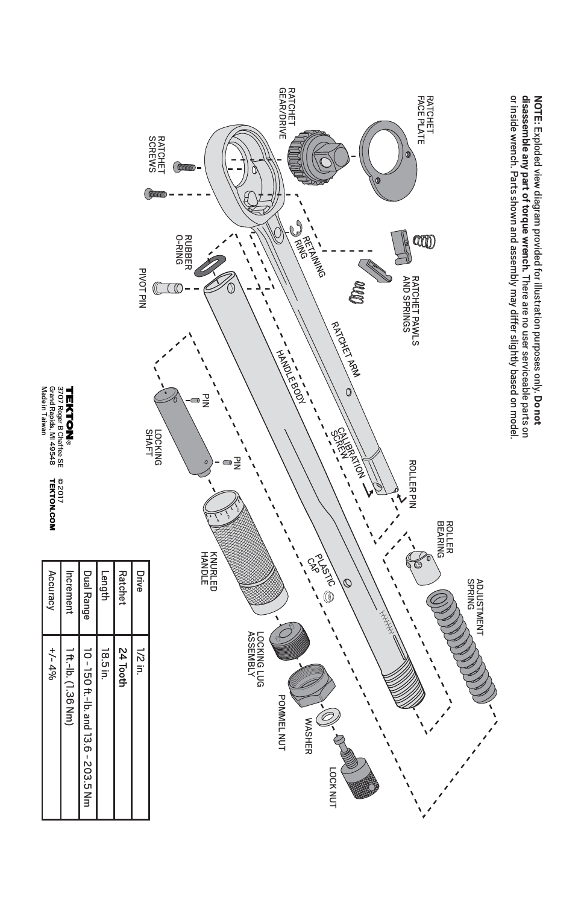**NOTE:** Exploded view diagram provided for illustration purposes only. **Do not disassemble any part of torque wrench.** There are no user serviceable parts on or inside wrench. Parts shown and assembly may differ slightly based on model.

RATCHET FACE PLATE

RATCHET GEAR/DRIVE

RATCHET SCREWS

RETAINING RING

RATCHET PAWLS AND SPRINGS

RATCHET ARM

RUBBER O-RING

PIVOT PIN

HANDLE BODY

CALIBRATION SCREW

ROLLER PIN

PIN

PIN

LOCKING SHAFT

ROLLER BEARING

ADJUSTMENT SPRING

PLASTIC CAP

KNURLED HANDLE

LOCKING LUG ASSEMBLY

POMMEL NUT

WASHER

LOCK NUT

| | |
|---|---|
| Drive | 1/2 in. |
| Ratchet | 24 Tooth |
| Length | 18.5 in. |
| Dual Range | 10 - 150 ft.-lb. and 13.6 - 203.5 Nm |
| Increment | 1 ft.-lb. (1.36 Nm) |
| Accuracy | +/- 4% |

**TEKTON**®
3707 Roger B Chaffee SE
Grand Rapids, MI 49548
Made in Taiwan

© 2017
**TEKTON.COM**